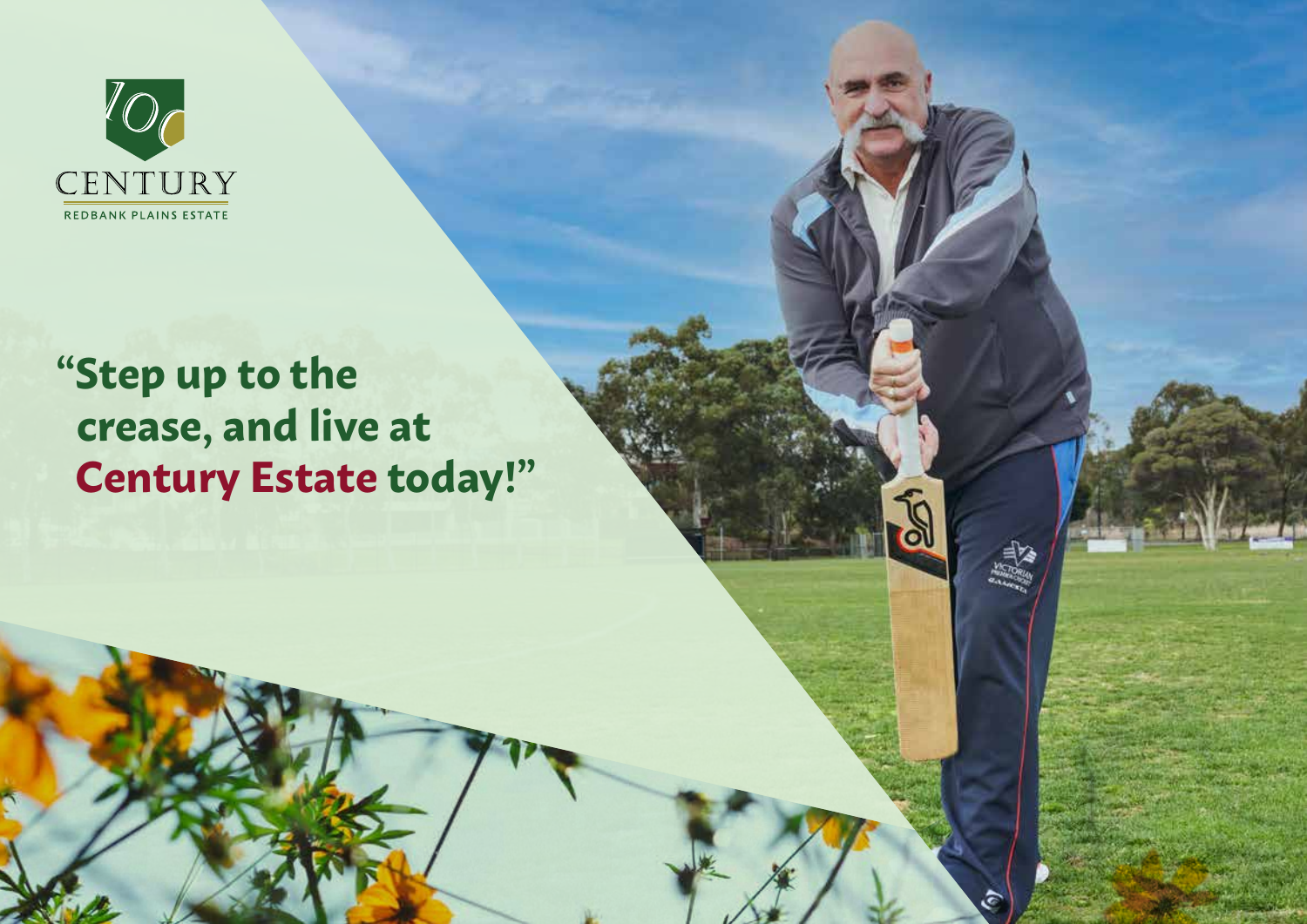CENTURY

REDBANK PLAINS ESTATE

# "Step up to the crease, and live at Century Estate today!"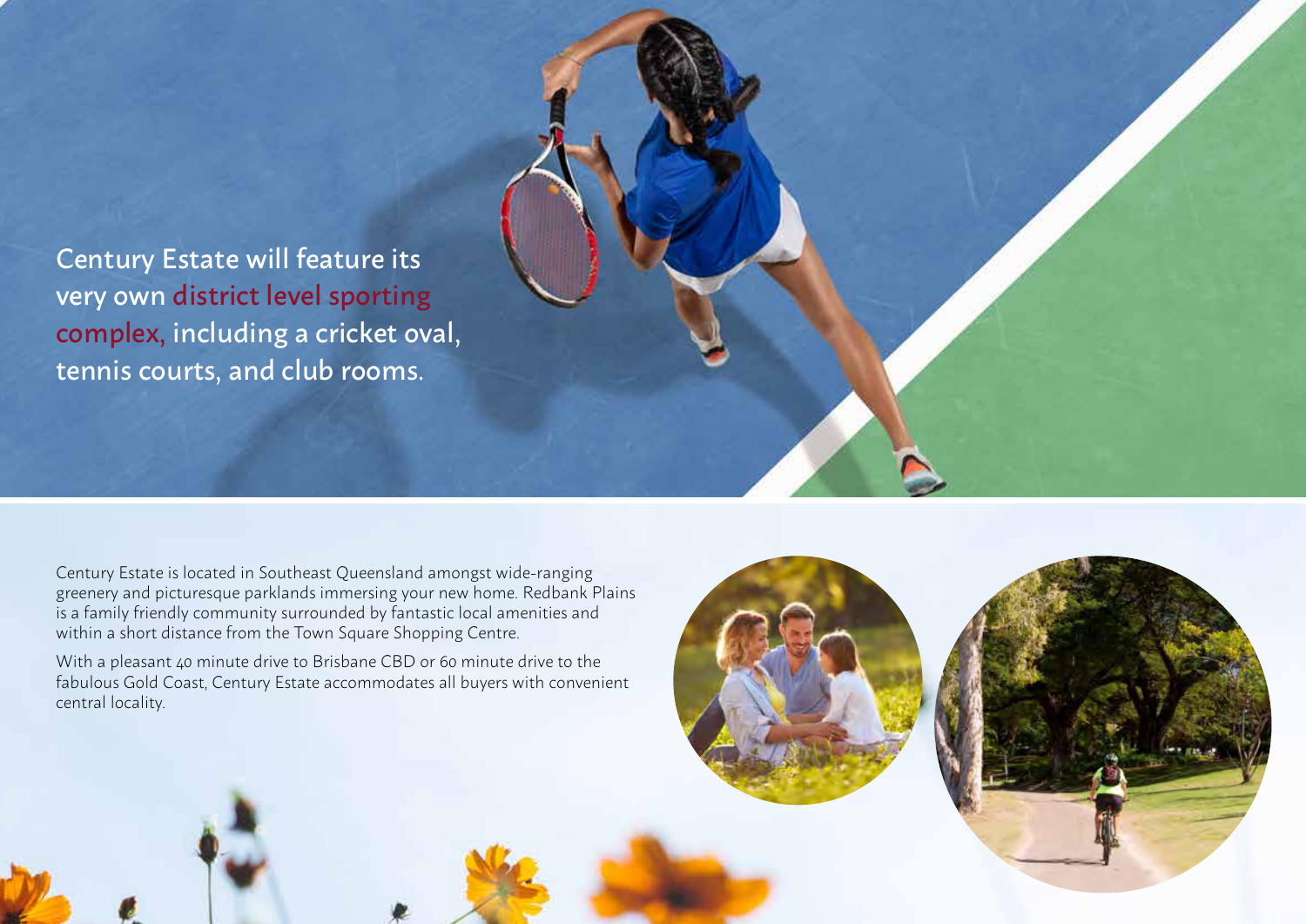Century Estate will feature its very own district level sporting complex, including a cricket oval, tennis courts, and club rooms.

Century Estate is located in Southeast Queensland amongst wide-ranging greenery and picturesque parklands immersing your new home. Redbank Plains is a family friendly community surrounded by fantastic local amenities and within a short distance from the Town Square Shopping Centre.

With a pleasant 40 minute drive to Brisbane CBD or 60 minute drive to the fabulous Gold Coast, Century Estate accommodates all buyers with convenient central locality.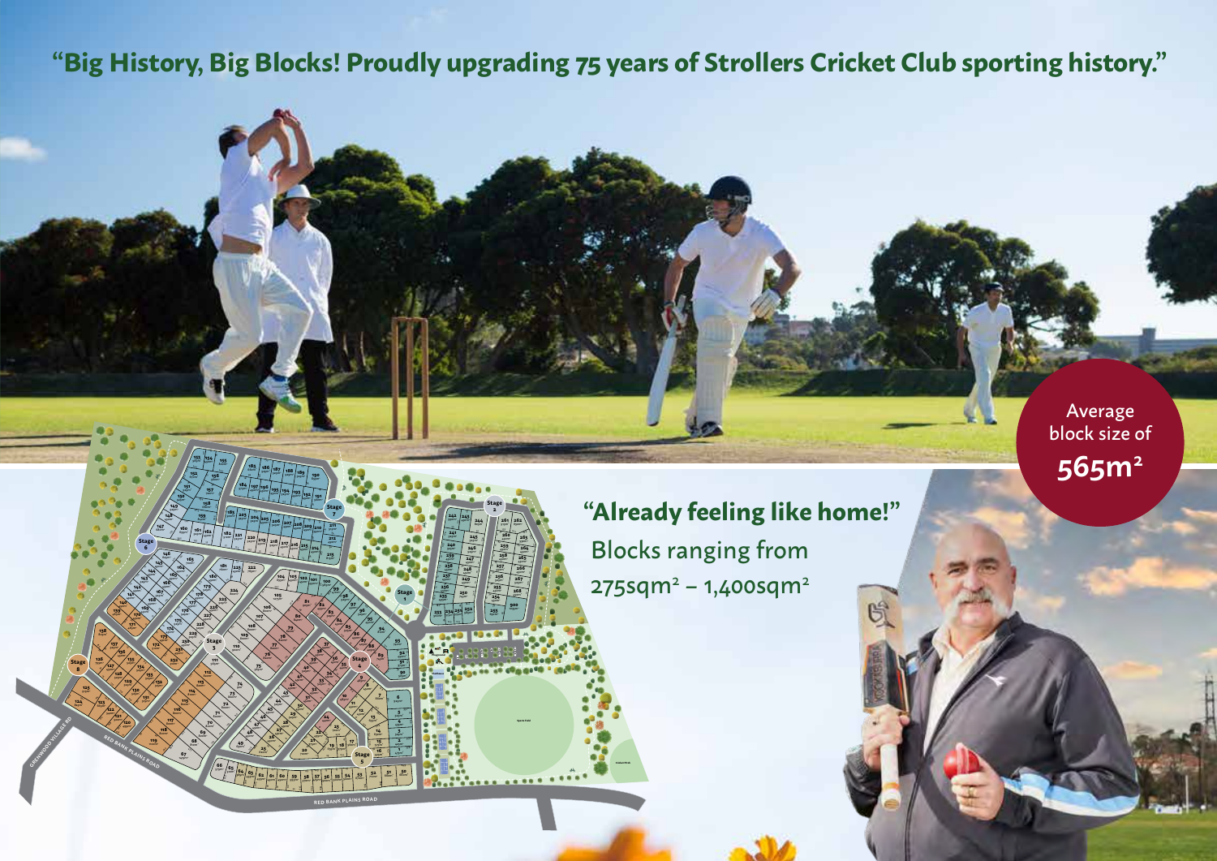# "Big History, Big Blocks! Proudly upgrading 75 years of Strollers Cricket Club sporting history."

Average block size of **565m²**

## "Already feeling like home!"

Blocks ranging from 275sqm² – 1,400sqm²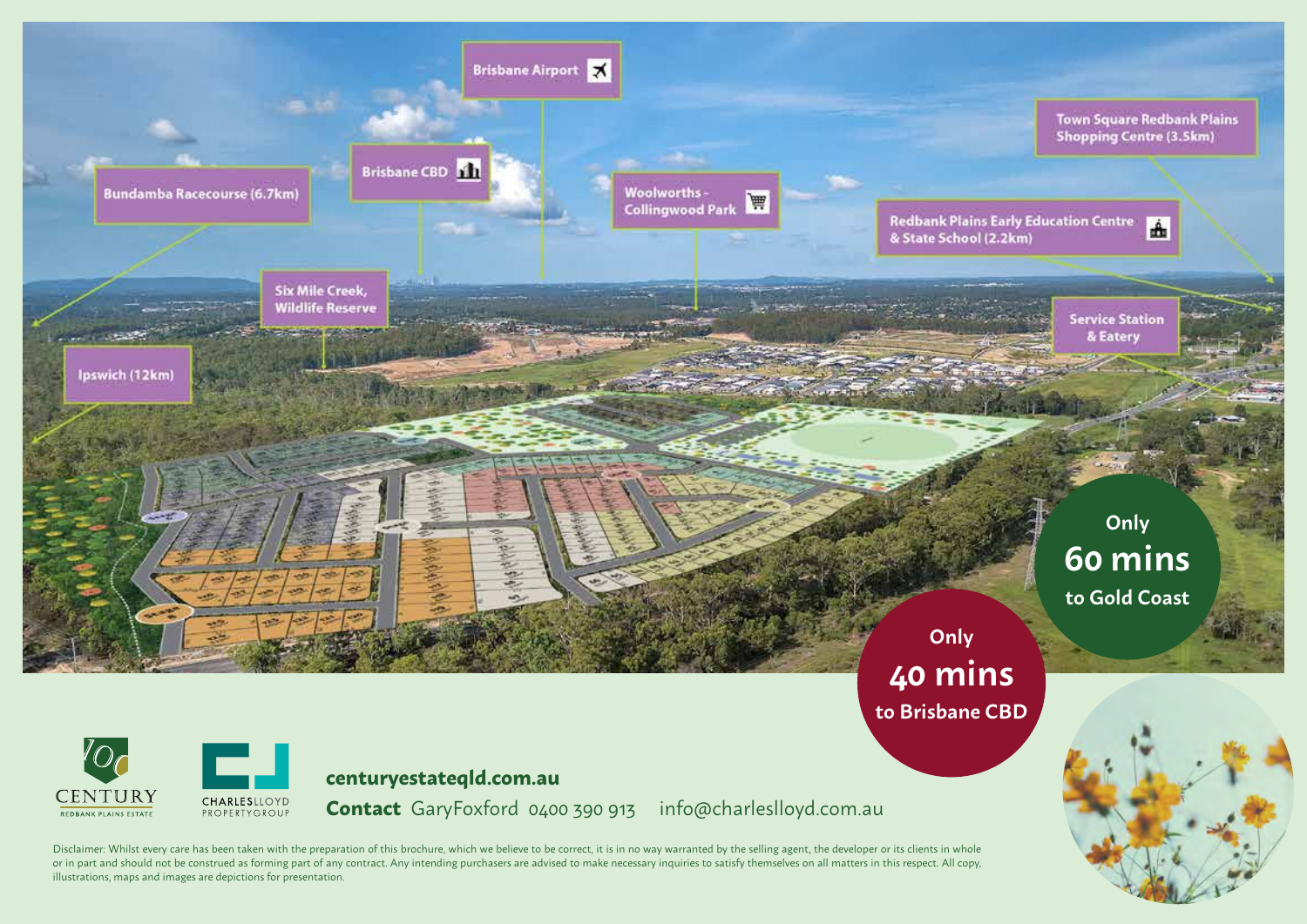Brisbane Airport

Brisbane CBD

Bundamba Racecourse (6.7km)

Woolworths - Collingwood Park

Town Square Redbank Plains Shopping Centre (3.5km)

Redbank Plains Early Education Centre & State School (2.2km)

Six Mile Creek, Wildlife Reserve

Ipswich (12km)

Service Station & Eatery

Only **60 mins** to Gold Coast

Only **40 mins** to Brisbane CBD

CENTURY
REDBANK PLAINS ESTATE

CHARLESLLOYD
PROPERTYGROUP

**centuryestateqld.com.au**

**Contact** GaryFoxford 0400 390 913 info@charleslloyd.com.au

Disclaimer: Whilst every care has been taken with the preparation of this brochure, which we believe to be correct, it is in no way warranted by the selling agent, the developer or its clients in whole or in part and should not be construed as forming part of any contract. Any intending purchasers are advised to make necessary inquiries to satisfy themselves on all matters in this respect. All copy, illustrations, maps and images are depictions for presentation.